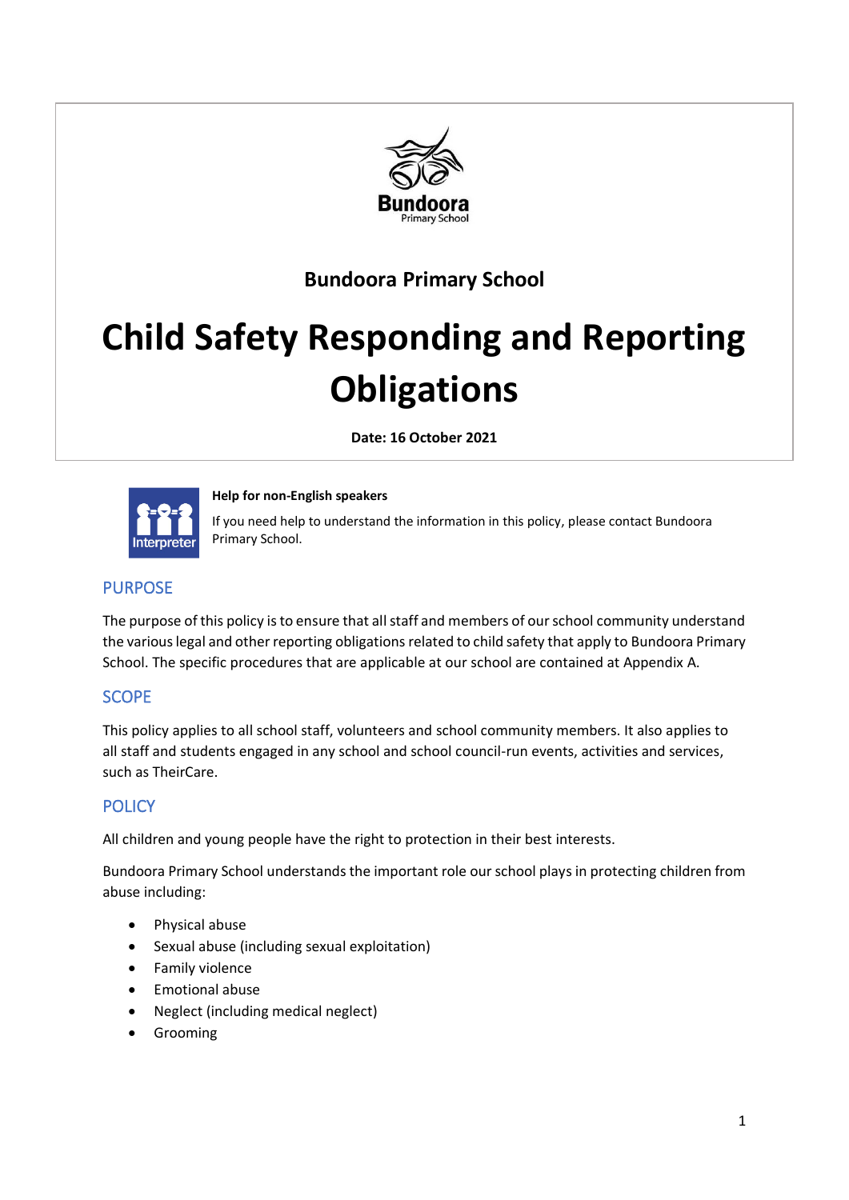Bundoora Primary School

# Child Safety Responding and Reporting Obligations

**Date: 16 October 2021**

**Help for non-English speakers**

If you need help to understand the information in this policy, please contact Bundoora Primary School.

## PURPOSE

The purpose of this policy is to ensure that all staff and members of our school community understand the various legal and other reporting obligations related to child safety that apply to Bundoora Primary School. The specific procedures that are applicable at our school are contained at Appendix A.

## SCOPE

This policy applies to all school staff, volunteers and school community members. It also applies to all staff and students engaged in any school and school council-run events, activities and services, such as TheirCare.

## POLICY

All children and young people have the right to protection in their best interests.

Bundoora Primary School understands the important role our school plays in protecting children from abuse including:

- Physical abuse
- Sexual abuse (including sexual exploitation)
- Family violence
- Emotional abuse
- Neglect (including medical neglect)
- Grooming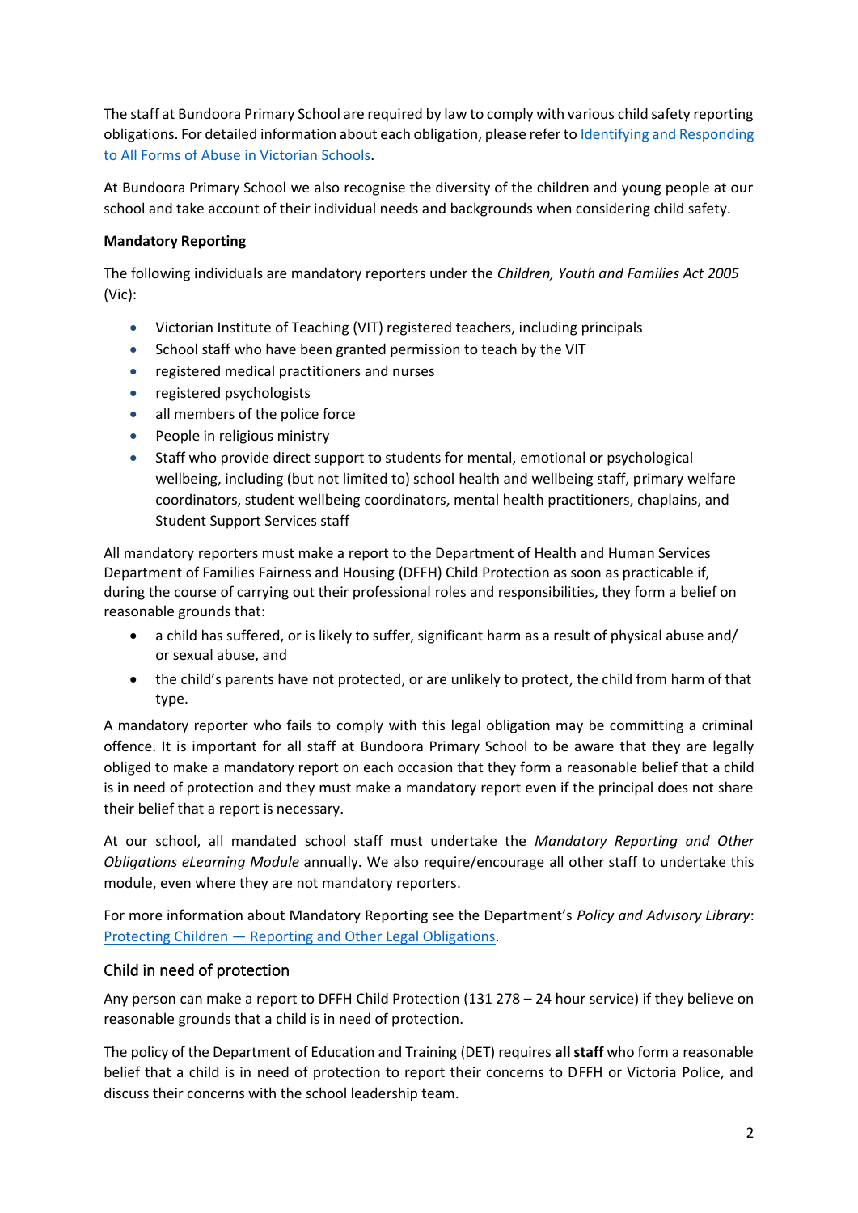The staff at Bundoora Primary School are required by law to comply with various child safety reporting obligations. For detailed information about each obligation, please refer to [Identifying and Responding to All Forms of Abuse in Victorian Schools](#).

At Bundoora Primary School we also recognise the diversity of the children and young people at our school and take account of their individual needs and backgrounds when considering child safety.

**Mandatory Reporting**

The following individuals are mandatory reporters under the *Children, Youth and Families Act 2005* (Vic):

- Victorian Institute of Teaching (VIT) registered teachers, including principals
- School staff who have been granted permission to teach by the VIT
- registered medical practitioners and nurses
- registered psychologists
- all members of the police force
- People in religious ministry
- Staff who provide direct support to students for mental, emotional or psychological wellbeing, including (but not limited to) school health and wellbeing staff, primary welfare coordinators, student wellbeing coordinators, mental health practitioners, chaplains, and Student Support Services staff

All mandatory reporters must make a report to the Department of Health and Human Services Department of Families Fairness and Housing (DFFH) Child Protection as soon as practicable if, during the course of carrying out their professional roles and responsibilities, they form a belief on reasonable grounds that:

- a child has suffered, or is likely to suffer, significant harm as a result of physical abuse and/ or sexual abuse, and
- the child's parents have not protected, or are unlikely to protect, the child from harm of that type.

A mandatory reporter who fails to comply with this legal obligation may be committing a criminal offence. It is important for all staff at Bundoora Primary School to be aware that they are legally obliged to make a mandatory report on each occasion that they form a reasonable belief that a child is in need of protection and they must make a mandatory report even if the principal does not share their belief that a report is necessary.

At our school, all mandated school staff must undertake the *Mandatory Reporting and Other Obligations eLearning Module* annually. We also require/encourage all other staff to undertake this module, even where they are not mandatory reporters.

For more information about Mandatory Reporting see the Department's *Policy and Advisory Library*: [Protecting Children — Reporting and Other Legal Obligations](#).

## Child in need of protection

Any person can make a report to DFFH Child Protection (131 278 – 24 hour service) if they believe on reasonable grounds that a child is in need of protection.

The policy of the Department of Education and Training (DET) requires **all staff** who form a reasonable belief that a child is in need of protection to report their concerns to DFFH or Victoria Police, and discuss their concerns with the school leadership team.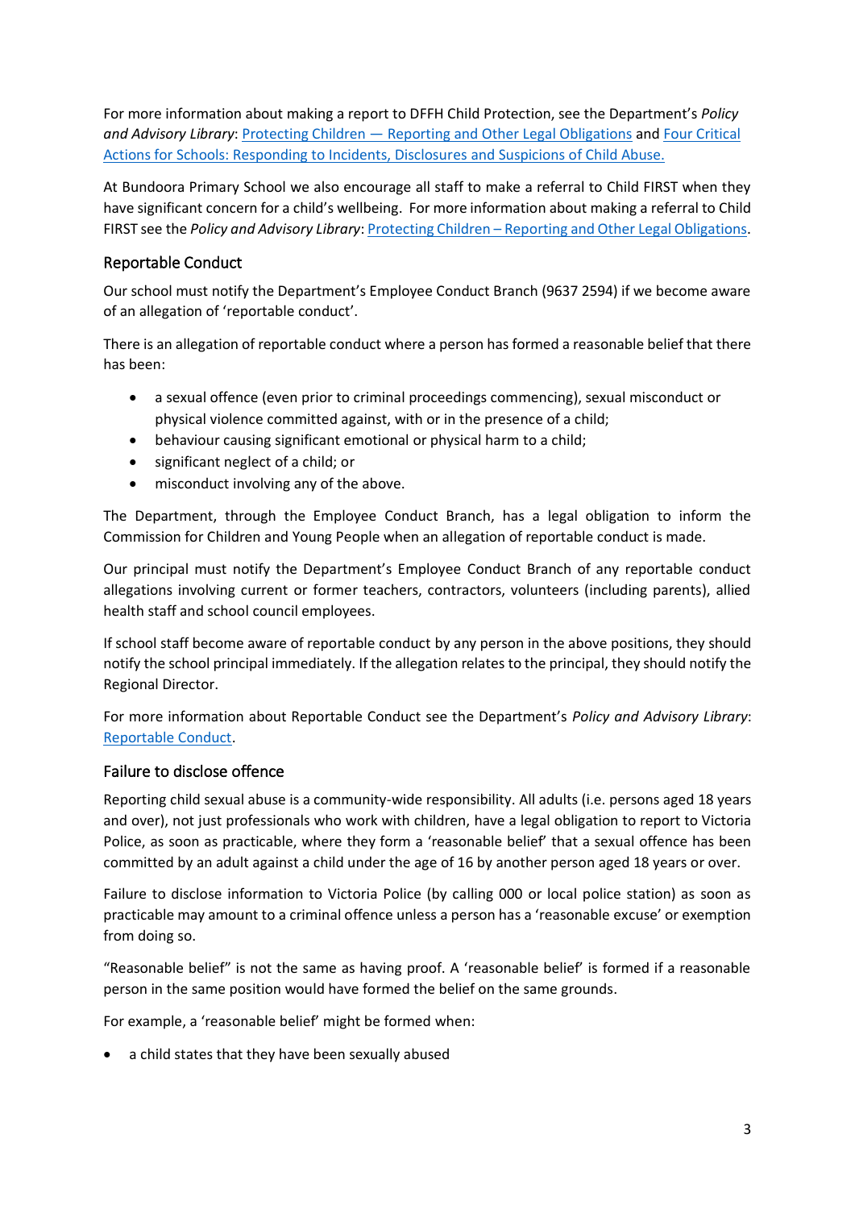For more information about making a report to DFFH Child Protection, see the Department's *Policy and Advisory Library*: [Protecting Children — Reporting and Other Legal Obligations]() and [Four Critical Actions for Schools: Responding to Incidents, Disclosures and Suspicions of Child Abuse.]()

At Bundoora Primary School we also encourage all staff to make a referral to Child FIRST when they have significant concern for a child's wellbeing. For more information about making a referral to Child FIRST see the *Policy and Advisory Library*: [Protecting Children – Reporting and Other Legal Obligations]().

## Reportable Conduct

Our school must notify the Department's Employee Conduct Branch (9637 2594) if we become aware of an allegation of 'reportable conduct'.

There is an allegation of reportable conduct where a person has formed a reasonable belief that there has been:

- a sexual offence (even prior to criminal proceedings commencing), sexual misconduct or physical violence committed against, with or in the presence of a child;
- behaviour causing significant emotional or physical harm to a child;
- significant neglect of a child; or
- misconduct involving any of the above.

The Department, through the Employee Conduct Branch, has a legal obligation to inform the Commission for Children and Young People when an allegation of reportable conduct is made.

Our principal must notify the Department's Employee Conduct Branch of any reportable conduct allegations involving current or former teachers, contractors, volunteers (including parents), allied health staff and school council employees.

If school staff become aware of reportable conduct by any person in the above positions, they should notify the school principal immediately. If the allegation relates to the principal, they should notify the Regional Director.

For more information about Reportable Conduct see the Department's *Policy and Advisory Library*: [Reportable Conduct]().

## Failure to disclose offence

Reporting child sexual abuse is a community-wide responsibility. All adults (i.e. persons aged 18 years and over), not just professionals who work with children, have a legal obligation to report to Victoria Police, as soon as practicable, where they form a 'reasonable belief' that a sexual offence has been committed by an adult against a child under the age of 16 by another person aged 18 years or over.

Failure to disclose information to Victoria Police (by calling 000 or local police station) as soon as practicable may amount to a criminal offence unless a person has a 'reasonable excuse' or exemption from doing so.

"Reasonable belief" is not the same as having proof. A 'reasonable belief' is formed if a reasonable person in the same position would have formed the belief on the same grounds.

For example, a 'reasonable belief' might be formed when:

- a child states that they have been sexually abused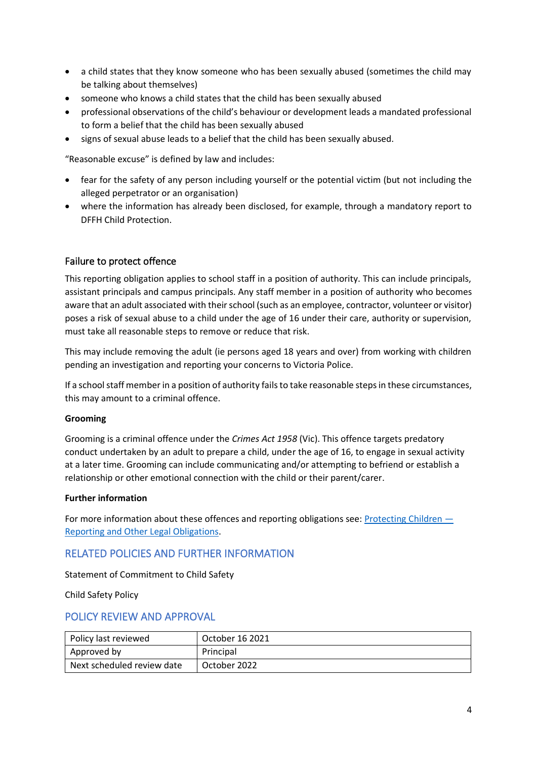- a child states that they know someone who has been sexually abused (sometimes the child may be talking about themselves)
- someone who knows a child states that the child has been sexually abused
- professional observations of the child's behaviour or development leads a mandated professional to form a belief that the child has been sexually abused
- signs of sexual abuse leads to a belief that the child has been sexually abused.

"Reasonable excuse" is defined by law and includes:

- fear for the safety of any person including yourself or the potential victim (but not including the alleged perpetrator or an organisation)
- where the information has already been disclosed, for example, through a mandatory report to DFFH Child Protection.

### Failure to protect offence

This reporting obligation applies to school staff in a position of authority. This can include principals, assistant principals and campus principals. Any staff member in a position of authority who becomes aware that an adult associated with their school (such as an employee, contractor, volunteer or visitor) poses a risk of sexual abuse to a child under the age of 16 under their care, authority or supervision, must take all reasonable steps to remove or reduce that risk.

This may include removing the adult (ie persons aged 18 years and over) from working with children pending an investigation and reporting your concerns to Victoria Police.

If a school staff member in a position of authority fails to take reasonable steps in these circumstances, this may amount to a criminal offence.

**Grooming**

Grooming is a criminal offence under the *Crimes Act 1958* (Vic). This offence targets predatory conduct undertaken by an adult to prepare a child, under the age of 16, to engage in sexual activity at a later time. Grooming can include communicating and/or attempting to befriend or establish a relationship or other emotional connection with the child or their parent/carer.

**Further information**

For more information about these offences and reporting obligations see: [Protecting Children — Reporting and Other Legal Obligations](Protecting Children — Reporting and Other Legal Obligations).

## RELATED POLICIES AND FURTHER INFORMATION

Statement of Commitment to Child Safety

Child Safety Policy

## POLICY REVIEW AND APPROVAL

| Policy last reviewed | October 16 2021 |
|---|---|
| Approved by | Principal |
| Next scheduled review date | October 2022 |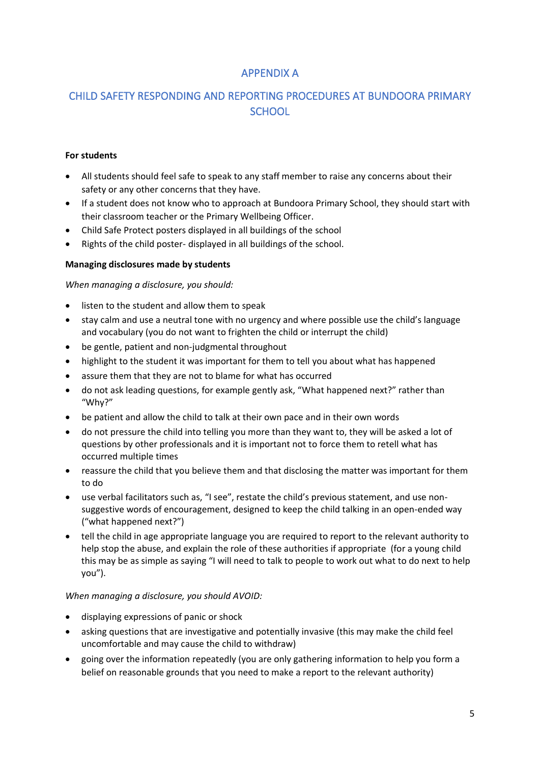# APPENDIX A

# CHILD SAFETY RESPONDING AND REPORTING PROCEDURES AT BUNDOORA PRIMARY SCHOOL

**For students**

- All students should feel safe to speak to any staff member to raise any concerns about their safety or any other concerns that they have.
- If a student does not know who to approach at Bundoora Primary School, they should start with their classroom teacher or the Primary Wellbeing Officer.
- Child Safe Protect posters displayed in all buildings of the school
- Rights of the child poster- displayed in all buildings of the school.

**Managing disclosures made by students**

*When managing a disclosure, you should:*

- listen to the student and allow them to speak
- stay calm and use a neutral tone with no urgency and where possible use the child's language and vocabulary (you do not want to frighten the child or interrupt the child)
- be gentle, patient and non-judgmental throughout
- highlight to the student it was important for them to tell you about what has happened
- assure them that they are not to blame for what has occurred
- do not ask leading questions, for example gently ask, "What happened next?" rather than "Why?"
- be patient and allow the child to talk at their own pace and in their own words
- do not pressure the child into telling you more than they want to, they will be asked a lot of questions by other professionals and it is important not to force them to retell what has occurred multiple times
- reassure the child that you believe them and that disclosing the matter was important for them to do
- use verbal facilitators such as, "I see", restate the child's previous statement, and use non-suggestive words of encouragement, designed to keep the child talking in an open-ended way ("what happened next?")
- tell the child in age appropriate language you are required to report to the relevant authority to help stop the abuse, and explain the role of these authorities if appropriate (for a young child this may be as simple as saying "I will need to talk to people to work out what to do next to help you").

*When managing a disclosure, you should AVOID:*

- displaying expressions of panic or shock
- asking questions that are investigative and potentially invasive (this may make the child feel uncomfortable and may cause the child to withdraw)
- going over the information repeatedly (you are only gathering information to help you form a belief on reasonable grounds that you need to make a report to the relevant authority)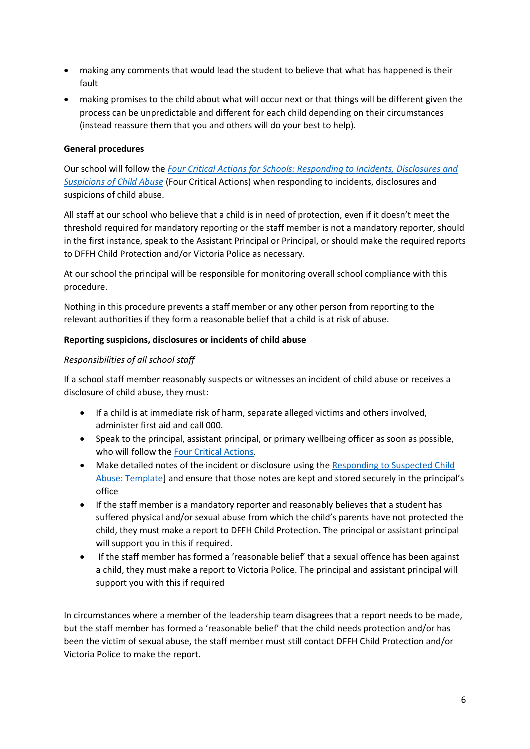- making any comments that would lead the student to believe that what has happened is their fault
- making promises to the child about what will occur next or that things will be different given the process can be unpredictable and different for each child depending on their circumstances (instead reassure them that you and others will do your best to help).

**General procedures**

Our school will follow the *Four Critical Actions for Schools: Responding to Incidents, Disclosures and Suspicions of Child Abuse* (Four Critical Actions) when responding to incidents, disclosures and suspicions of child abuse.

All staff at our school who believe that a child is in need of protection, even if it doesn't meet the threshold required for mandatory reporting or the staff member is not a mandatory reporter, should in the first instance, speak to the Assistant Principal or Principal, or should make the required reports to DFFH Child Protection and/or Victoria Police as necessary.

At our school the principal will be responsible for monitoring overall school compliance with this procedure.

Nothing in this procedure prevents a staff member or any other person from reporting to the relevant authorities if they form a reasonable belief that a child is at risk of abuse.

**Reporting suspicions, disclosures or incidents of child abuse**

*Responsibilities of all school staff*

If a school staff member reasonably suspects or witnesses an incident of child abuse or receives a disclosure of child abuse, they must:

- If a child is at immediate risk of harm, separate alleged victims and others involved, administer first aid and call 000.
- Speak to the principal, assistant principal, or primary wellbeing officer as soon as possible, who will follow the Four Critical Actions.
- Make detailed notes of the incident or disclosure using the Responding to Suspected Child Abuse: Template] and ensure that those notes are kept and stored securely in the principal's office
- If the staff member is a mandatory reporter and reasonably believes that a student has suffered physical and/or sexual abuse from which the child's parents have not protected the child, they must make a report to DFFH Child Protection. The principal or assistant principal will support you in this if required.
- If the staff member has formed a 'reasonable belief' that a sexual offence has been against a child, they must make a report to Victoria Police. The principal and assistant principal will support you with this if required

In circumstances where a member of the leadership team disagrees that a report needs to be made, but the staff member has formed a 'reasonable belief' that the child needs protection and/or has been the victim of sexual abuse, the staff member must still contact DFFH Child Protection and/or Victoria Police to make the report.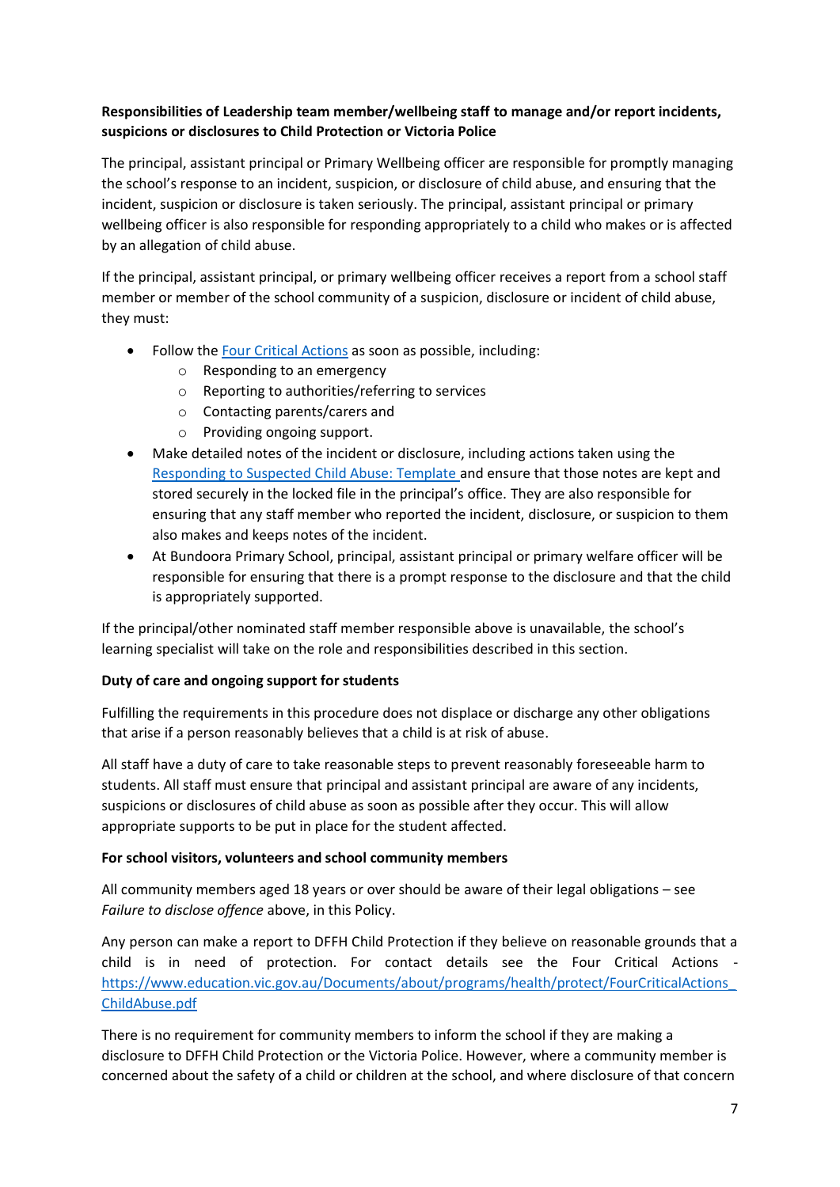**Responsibilities of Leadership team member/wellbeing staff to manage and/or report incidents, suspicions or disclosures to Child Protection or Victoria Police**

The principal, assistant principal or Primary Wellbeing officer are responsible for promptly managing the school's response to an incident, suspicion, or disclosure of child abuse, and ensuring that the incident, suspicion or disclosure is taken seriously. The principal, assistant principal or primary wellbeing officer is also responsible for responding appropriately to a child who makes or is affected by an allegation of child abuse.

If the principal, assistant principal, or primary wellbeing officer receives a report from a school staff member or member of the school community of a suspicion, disclosure or incident of child abuse, they must:

- Follow the [Four Critical Actions](https://www.education.vic.gov.au/Documents/about/programs/health/protect/FourCriticalActions_ChildAbuse.pdf) as soon as possible, including:
  - Responding to an emergency
  - Reporting to authorities/referring to services
  - Contacting parents/carers and
  - Providing ongoing support.
- Make detailed notes of the incident or disclosure, including actions taken using the Responding to Suspected Child Abuse: Template and ensure that those notes are kept and stored securely in the locked file in the principal's office. They are also responsible for ensuring that any staff member who reported the incident, disclosure, or suspicion to them also makes and keeps notes of the incident.
- At Bundoora Primary School, principal, assistant principal or primary welfare officer will be responsible for ensuring that there is a prompt response to the disclosure and that the child is appropriately supported.

If the principal/other nominated staff member responsible above is unavailable, the school's learning specialist will take on the role and responsibilities described in this section.

**Duty of care and ongoing support for students**

Fulfilling the requirements in this procedure does not displace or discharge any other obligations that arise if a person reasonably believes that a child is at risk of abuse.

All staff have a duty of care to take reasonable steps to prevent reasonably foreseeable harm to students. All staff must ensure that principal and assistant principal are aware of any incidents, suspicions or disclosures of child abuse as soon as possible after they occur. This will allow appropriate supports to be put in place for the student affected.

**For school visitors, volunteers and school community members**

All community members aged 18 years or over should be aware of their legal obligations – see *Failure to disclose offence* above, in this Policy.

Any person can make a report to DFFH Child Protection if they believe on reasonable grounds that a child is in need of protection. For contact details see the Four Critical Actions - https://www.education.vic.gov.au/Documents/about/programs/health/protect/FourCriticalActions_ChildAbuse.pdf

There is no requirement for community members to inform the school if they are making a disclosure to DFFH Child Protection or the Victoria Police. However, where a community member is concerned about the safety of a child or children at the school, and where disclosure of that concern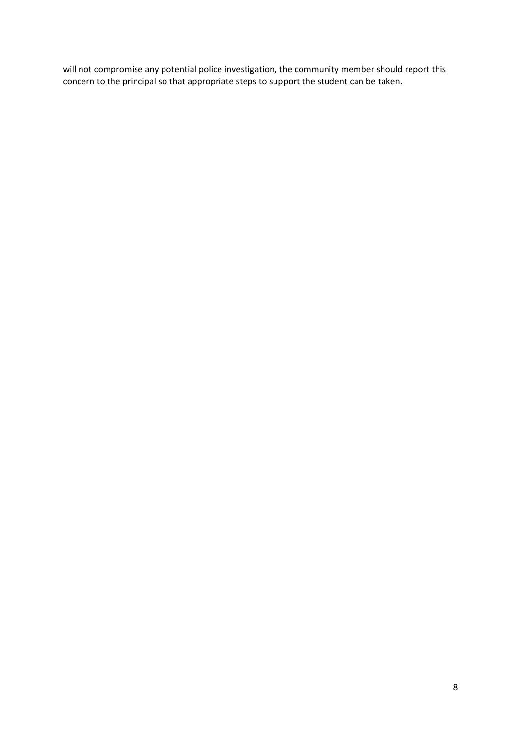will not compromise any potential police investigation, the community member should report this concern to the principal so that appropriate steps to support the student can be taken.